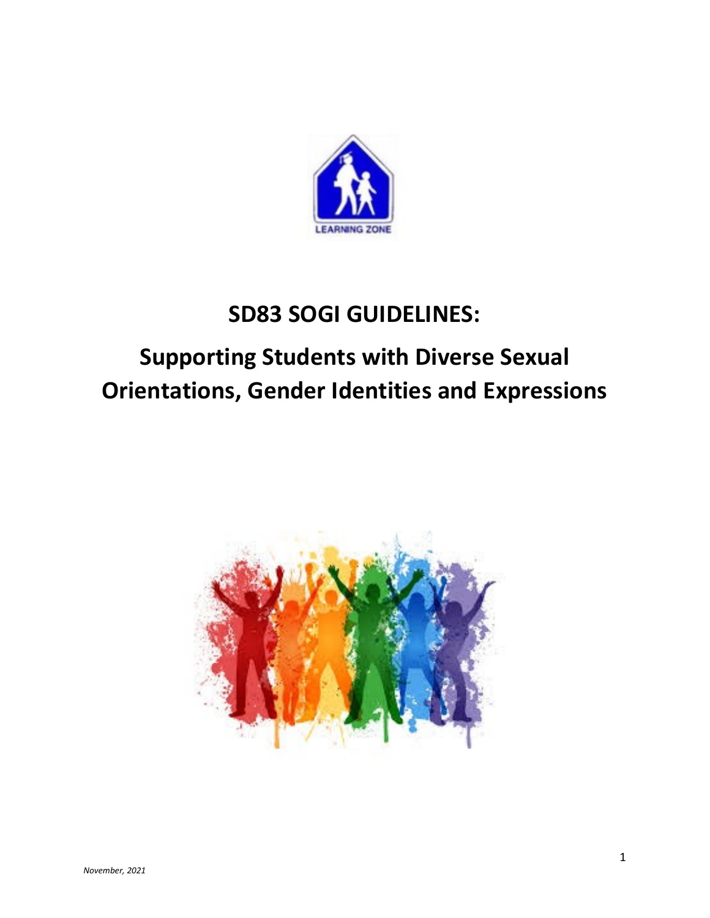# SD83 SOGI GUIDELINES:

## Supporting Students with Diverse Sexual Orientations, Gender Identities and Expressions

*November, 2021*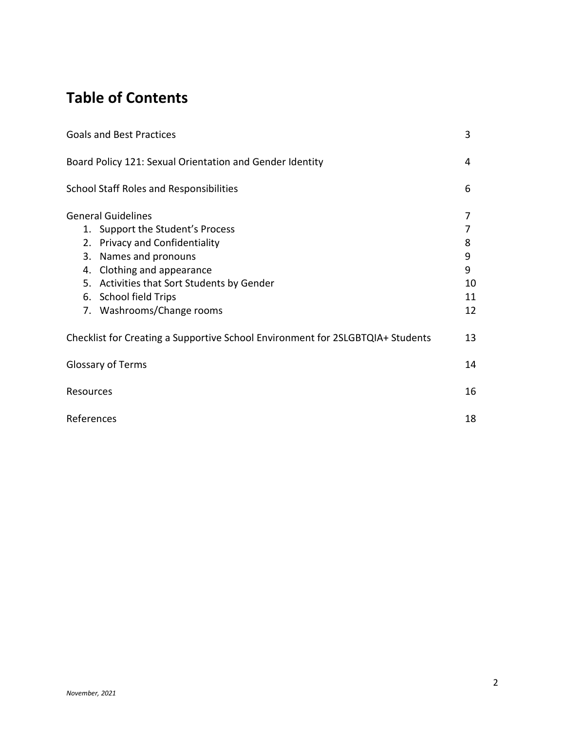# Table of Contents

| | |
|---|---|
| Goals and Best Practices | 3 |
| Board Policy 121: Sexual Orientation and Gender Identity | 4 |
| School Staff Roles and Responsibilities | 6 |
| General Guidelines | 7 |
| 1. Support the Student's Process | 7 |
| 2. Privacy and Confidentiality | 8 |
| 3. Names and pronouns | 9 |
| 4. Clothing and appearance | 9 |
| 5. Activities that Sort Students by Gender | 10 |
| 6. School field Trips | 11 |
| 7. Washrooms/Change rooms | 12 |
| Checklist for Creating a Supportive School Environment for 2SLGBTQIA+ Students | 13 |
| Glossary of Terms | 14 |
| Resources | 16 |
| References | 18 |

*November, 2021*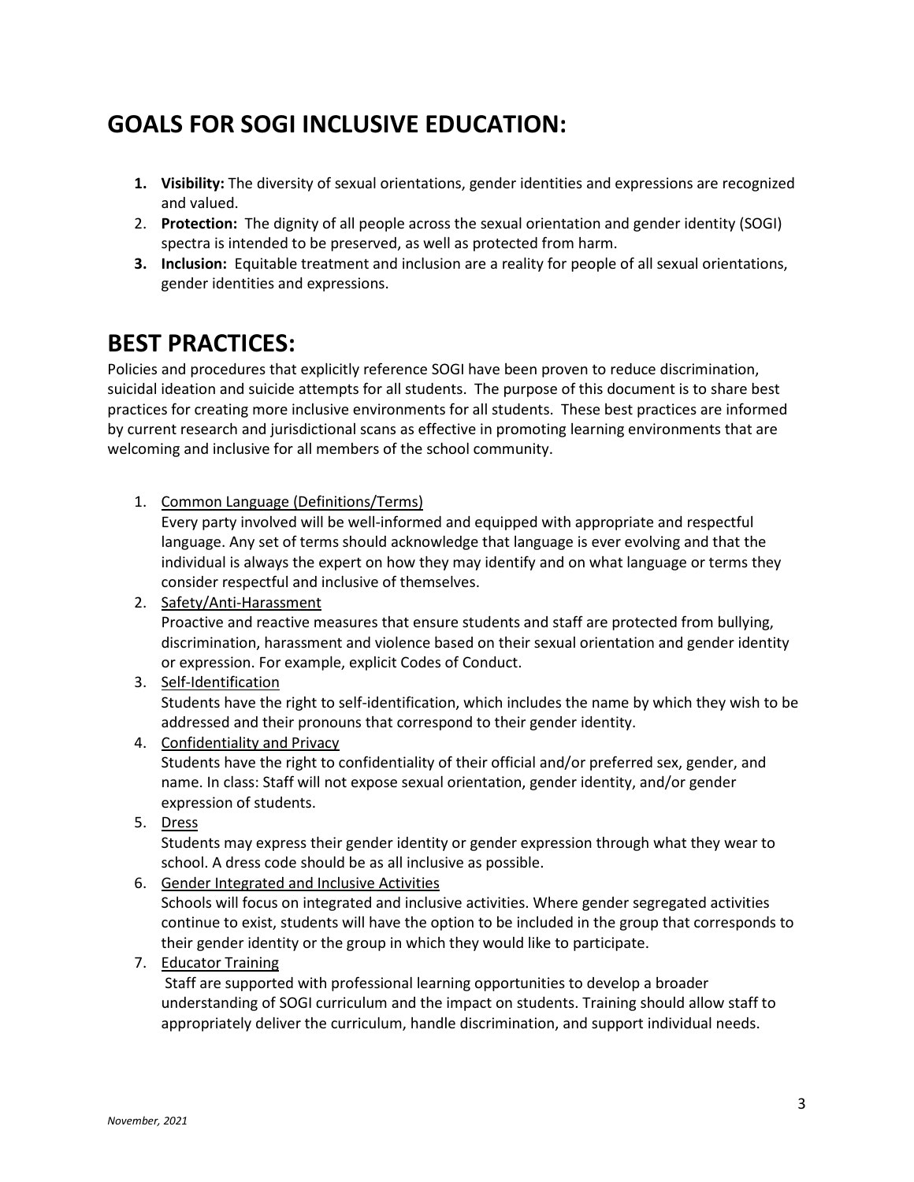## GOALS FOR SOGI INCLUSIVE EDUCATION:

1. **Visibility:** The diversity of sexual orientations, gender identities and expressions are recognized and valued.
2. **Protection:** The dignity of all people across the sexual orientation and gender identity (SOGI) spectra is intended to be preserved, as well as protected from harm.
3. **Inclusion:** Equitable treatment and inclusion are a reality for people of all sexual orientations, gender identities and expressions.

## BEST PRACTICES:

Policies and procedures that explicitly reference SOGI have been proven to reduce discrimination, suicidal ideation and suicide attempts for all students. The purpose of this document is to share best practices for creating more inclusive environments for all students. These best practices are informed by current research and jurisdictional scans as effective in promoting learning environments that are welcoming and inclusive for all members of the school community.

1. <u>Common Language (Definitions/Terms)</u>
   Every party involved will be well-informed and equipped with appropriate and respectful language. Any set of terms should acknowledge that language is ever evolving and that the individual is always the expert on how they may identify and on what language or terms they consider respectful and inclusive of themselves.
2. <u>Safety/Anti-Harassment</u>
   Proactive and reactive measures that ensure students and staff are protected from bullying, discrimination, harassment and violence based on their sexual orientation and gender identity or expression. For example, explicit Codes of Conduct.
3. <u>Self-Identification</u>
   Students have the right to self-identification, which includes the name by which they wish to be addressed and their pronouns that correspond to their gender identity.
4. <u>Confidentiality and Privacy</u>
   Students have the right to confidentiality of their official and/or preferred sex, gender, and name. In class: Staff will not expose sexual orientation, gender identity, and/or gender expression of students.
5. <u>Dress</u>
   Students may express their gender identity or gender expression through what they wear to school. A dress code should be as all inclusive as possible.
6. <u>Gender Integrated and Inclusive Activities</u>
   Schools will focus on integrated and inclusive activities. Where gender segregated activities continue to exist, students will have the option to be included in the group that corresponds to their gender identity or the group in which they would like to participate.
7. <u>Educator Training</u>
   Staff are supported with professional learning opportunities to develop a broader understanding of SOGI curriculum and the impact on students. Training should allow staff to appropriately deliver the curriculum, handle discrimination, and support individual needs.

*November, 2021*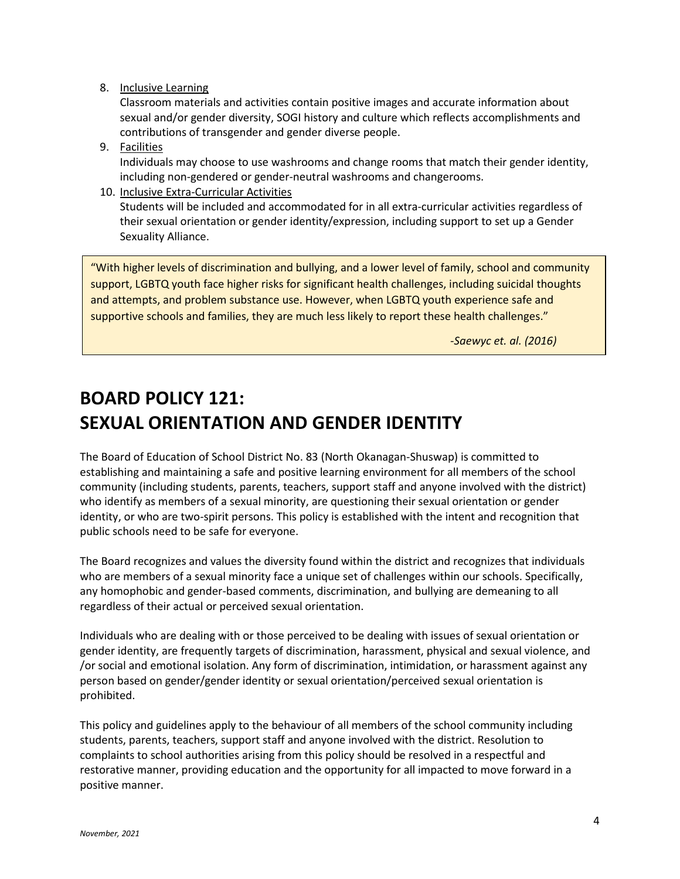8. Inclusive Learning
   Classroom materials and activities contain positive images and accurate information about sexual and/or gender diversity, SOGI history and culture which reflects accomplishments and contributions of transgender and gender diverse people.
9. Facilities
   Individuals may choose to use washrooms and change rooms that match their gender identity, including non-gendered or gender-neutral washrooms and changerooms.
10. Inclusive Extra-Curricular Activities
    Students will be included and accommodated for in all extra-curricular activities regardless of their sexual orientation or gender identity/expression, including support to set up a Gender Sexuality Alliance.

> "With higher levels of discrimination and bullying, and a lower level of family, school and community support, LGBTQ youth face higher risks for significant health challenges, including suicidal thoughts and attempts, and problem substance use. However, when LGBTQ youth experience safe and supportive schools and families, they are much less likely to report these health challenges."
>
> *-Saewyc et. al. (2016)*

# BOARD POLICY 121: SEXUAL ORIENTATION AND GENDER IDENTITY

The Board of Education of School District No. 83 (North Okanagan-Shuswap) is committed to establishing and maintaining a safe and positive learning environment for all members of the school community (including students, parents, teachers, support staff and anyone involved with the district) who identify as members of a sexual minority, are questioning their sexual orientation or gender identity, or who are two-spirit persons. This policy is established with the intent and recognition that public schools need to be safe for everyone.

The Board recognizes and values the diversity found within the district and recognizes that individuals who are members of a sexual minority face a unique set of challenges within our schools. Specifically, any homophobic and gender-based comments, discrimination, and bullying are demeaning to all regardless of their actual or perceived sexual orientation.

Individuals who are dealing with or those perceived to be dealing with issues of sexual orientation or gender identity, are frequently targets of discrimination, harassment, physical and sexual violence, and /or social and emotional isolation. Any form of discrimination, intimidation, or harassment against any person based on gender/gender identity or sexual orientation/perceived sexual orientation is prohibited.

This policy and guidelines apply to the behaviour of all members of the school community including students, parents, teachers, support staff and anyone involved with the district. Resolution to complaints to school authorities arising from this policy should be resolved in a respectful and restorative manner, providing education and the opportunity for all impacted to move forward in a positive manner.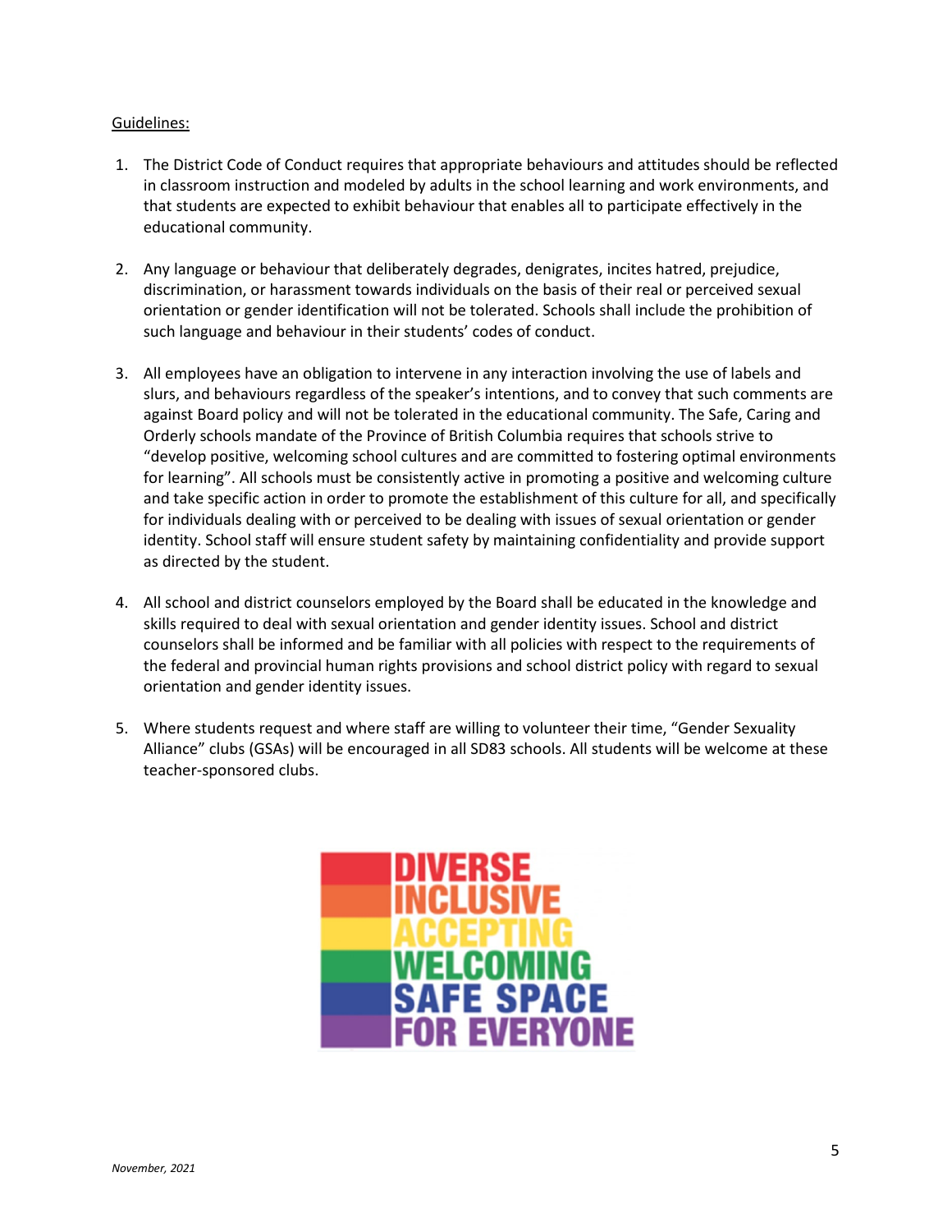Guidelines:

1. The District Code of Conduct requires that appropriate behaviours and attitudes should be reflected in classroom instruction and modeled by adults in the school learning and work environments, and that students are expected to exhibit behaviour that enables all to participate effectively in the educational community.

2. Any language or behaviour that deliberately degrades, denigrates, incites hatred, prejudice, discrimination, or harassment towards individuals on the basis of their real or perceived sexual orientation or gender identification will not be tolerated. Schools shall include the prohibition of such language and behaviour in their students' codes of conduct.

3. All employees have an obligation to intervene in any interaction involving the use of labels and slurs, and behaviours regardless of the speaker's intentions, and to convey that such comments are against Board policy and will not be tolerated in the educational community. The Safe, Caring and Orderly schools mandate of the Province of British Columbia requires that schools strive to "develop positive, welcoming school cultures and are committed to fostering optimal environments for learning". All schools must be consistently active in promoting a positive and welcoming culture and take specific action in order to promote the establishment of this culture for all, and specifically for individuals dealing with or perceived to be dealing with issues of sexual orientation or gender identity. School staff will ensure student safety by maintaining confidentiality and provide support as directed by the student.

4. All school and district counselors employed by the Board shall be educated in the knowledge and skills required to deal with sexual orientation and gender identity issues. School and district counselors shall be informed and be familiar with all policies with respect to the requirements of the federal and provincial human rights provisions and school district policy with regard to sexual orientation and gender identity issues.

5. Where students request and where staff are willing to volunteer their time, "Gender Sexuality Alliance" clubs (GSAs) will be encouraged in all SD83 schools. All students will be welcome at these teacher-sponsored clubs.

DIVERSE
INCLUSIVE
ACCEPTING
WELCOMING
SAFE SPACE
FOR EVERYONE

*November, 2021*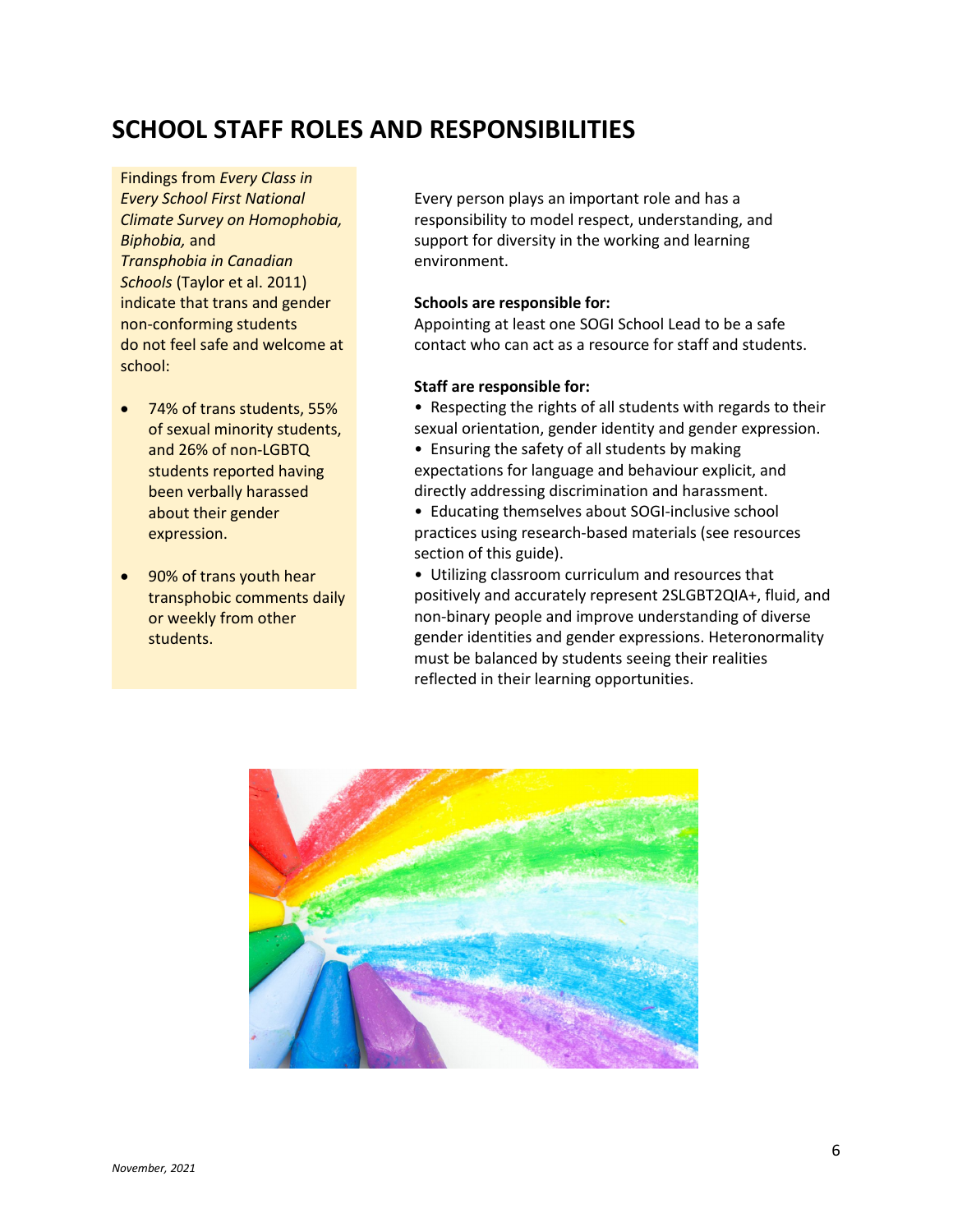# SCHOOL STAFF ROLES AND RESPONSIBILITIES

Findings from *Every Class in Every School First National Climate Survey on Homophobia, Biphobia,* and *Transphobia in Canadian Schools* (Taylor et al. 2011) indicate that trans and gender non-conforming students do not feel safe and welcome at school:

- 74% of trans students, 55% of sexual minority students, and 26% of non-LGBTQ students reported having been verbally harassed about their gender expression.
- 90% of trans youth hear transphobic comments daily or weekly from other students.

Every person plays an important role and has a responsibility to model respect, understanding, and support for diversity in the working and learning environment.

**Schools are responsible for:**
Appointing at least one SOGI School Lead to be a safe contact who can act as a resource for staff and students.

**Staff are responsible for:**

- Respecting the rights of all students with regards to their sexual orientation, gender identity and gender expression.
- Ensuring the safety of all students by making expectations for language and behaviour explicit, and directly addressing discrimination and harassment.
- Educating themselves about SOGI-inclusive school practices using research-based materials (see resources section of this guide).
- Utilizing classroom curriculum and resources that positively and accurately represent 2SLGBT2QIA+, fluid, and non-binary people and improve understanding of diverse gender identities and gender expressions. Heteronormality must be balanced by students seeing their realities reflected in their learning opportunities.

*November, 2021*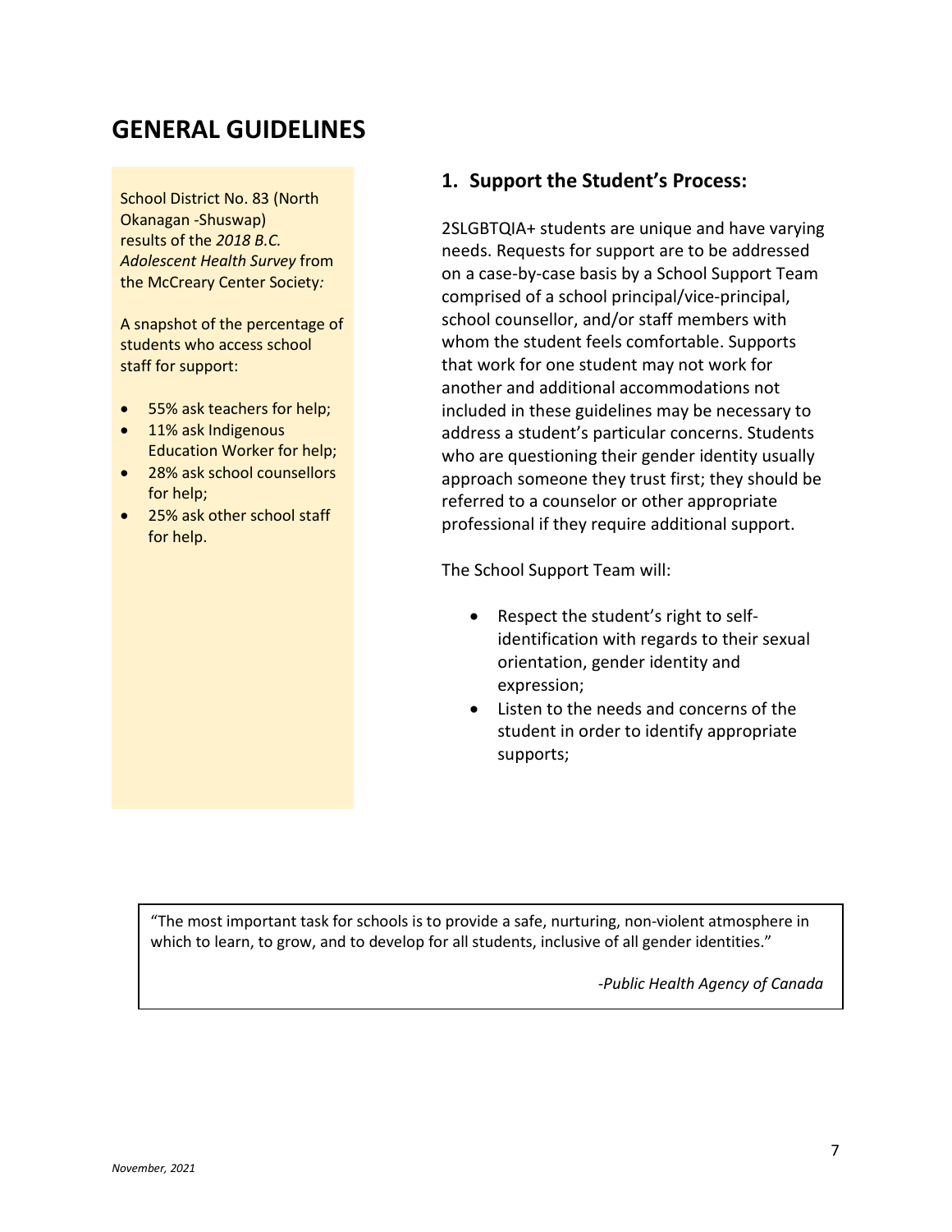# GENERAL GUIDELINES

School District No. 83 (North Okanagan -Shuswap) results of the *2018 B.C. Adolescent Health Survey* from the McCreary Center Society*:*

A snapshot of the percentage of students who access school staff for support:

- 55% ask teachers for help;
- 11% ask Indigenous Education Worker for help;
- 28% ask school counsellors for help;
- 25% ask other school staff for help.

## 1. Support the Student's Process:

2SLGBTQIA+ students are unique and have varying needs. Requests for support are to be addressed on a case-by-case basis by a School Support Team comprised of a school principal/vice-principal, school counsellor, and/or staff members with whom the student feels comfortable. Supports that work for one student may not work for another and additional accommodations not included in these guidelines may be necessary to address a student's particular concerns. Students who are questioning their gender identity usually approach someone they trust first; they should be referred to a counselor or other appropriate professional if they require additional support.

The School Support Team will:

- Respect the student's right to self-identification with regards to their sexual orientation, gender identity and expression;
- Listen to the needs and concerns of the student in order to identify appropriate supports;

> "The most important task for schools is to provide a safe, nurturing, non-violent atmosphere in which to learn, to grow, and to develop for all students, inclusive of all gender identities."
>
> *-Public Health Agency of Canada*

*November, 2021*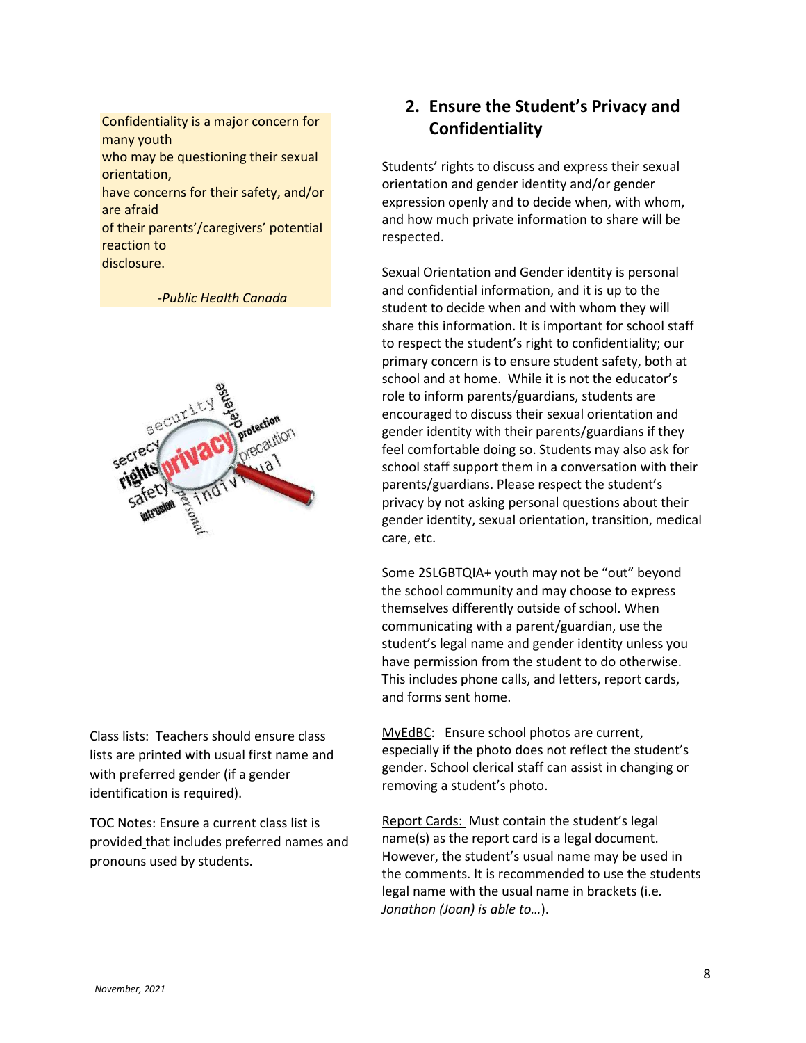## 2. Ensure the Student's Privacy and Confidentiality

> Confidentiality is a major concern for many youth who may be questioning their sexual orientation, have concerns for their safety, and/or are afraid of their parents'/caregivers' potential reaction to disclosure.
>
> *-Public Health Canada*

Students' rights to discuss and express their sexual orientation and gender identity and/or gender expression openly and to decide when, with whom, and how much private information to share will be respected.

Sexual Orientation and Gender identity is personal and confidential information, and it is up to the student to decide when and with whom they will share this information. It is important for school staff to respect the student's right to confidentiality; our primary concern is to ensure student safety, both at school and at home. While it is not the educator's role to inform parents/guardians, students are encouraged to discuss their sexual orientation and gender identity with their parents/guardians if they feel comfortable doing so. Students may also ask for school staff support them in a conversation with their parents/guardians. Please respect the student's privacy by not asking personal questions about their gender identity, sexual orientation, transition, medical care, etc.

Some 2SLGBTQIA+ youth may not be "out" beyond the school community and may choose to express themselves differently outside of school. When communicating with a parent/guardian, use the student's legal name and gender identity unless you have permission from the student to do otherwise. This includes phone calls, and letters, report cards, and forms sent home.

Class lists: Teachers should ensure class lists are printed with usual first name and with preferred gender (if a gender identification is required).

TOC Notes: Ensure a current class list is provided that includes preferred names and pronouns used by students.

MyEdBC: Ensure school photos are current, especially if the photo does not reflect the student's gender. School clerical staff can assist in changing or removing a student's photo.

Report Cards: Must contain the student's legal name(s) as the report card is a legal document. However, the student's usual name may be used in the comments. It is recommended to use the students legal name with the usual name in brackets (i.e. *Jonathon (Joan) is able to…*).

November, 2021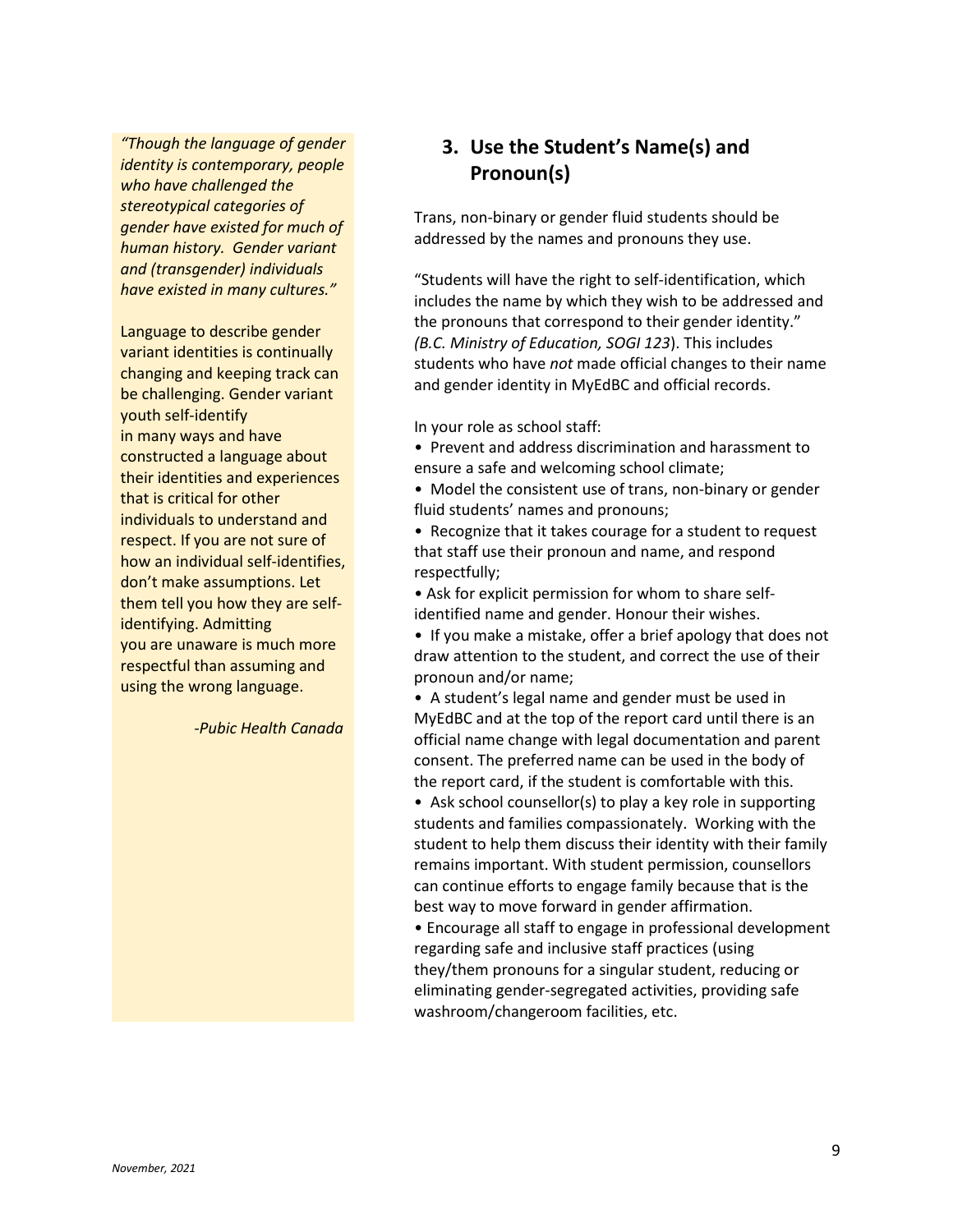*"Though the language of gender identity is contemporary, people who have challenged the stereotypical categories of gender have existed for much of human history. Gender variant and (transgender) individuals have existed in many cultures."*

Language to describe gender variant identities is continually changing and keeping track can be challenging. Gender variant youth self-identify in many ways and have constructed a language about their identities and experiences that is critical for other individuals to understand and respect. If you are not sure of how an individual self-identifies, don't make assumptions. Let them tell you how they are self-identifying. Admitting you are unaware is much more respectful than assuming and using the wrong language.

*-Pubic Health Canada*

## 3. Use the Student's Name(s) and Pronoun(s)

Trans, non-binary or gender fluid students should be addressed by the names and pronouns they use.

"Students will have the right to self-identification, which includes the name by which they wish to be addressed and the pronouns that correspond to their gender identity." *(B.C. Ministry of Education, SOGI 123*). This includes students who have *not* made official changes to their name and gender identity in MyEdBC and official records.

In your role as school staff:

- Prevent and address discrimination and harassment to ensure a safe and welcoming school climate;
- Model the consistent use of trans, non-binary or gender fluid students' names and pronouns;
- Recognize that it takes courage for a student to request that staff use their pronoun and name, and respond respectfully;
- Ask for explicit permission for whom to share self-identified name and gender. Honour their wishes.
- If you make a mistake, offer a brief apology that does not draw attention to the student, and correct the use of their pronoun and/or name;
- A student's legal name and gender must be used in MyEdBC and at the top of the report card until there is an official name change with legal documentation and parent consent. The preferred name can be used in the body of the report card, if the student is comfortable with this.
- Ask school counsellor(s) to play a key role in supporting students and families compassionately. Working with the student to help them discuss their identity with their family remains important. With student permission, counsellors can continue efforts to engage family because that is the best way to move forward in gender affirmation.
- Encourage all staff to engage in professional development regarding safe and inclusive staff practices (using they/them pronouns for a singular student, reducing or eliminating gender-segregated activities, providing safe washroom/changeroom facilities, etc.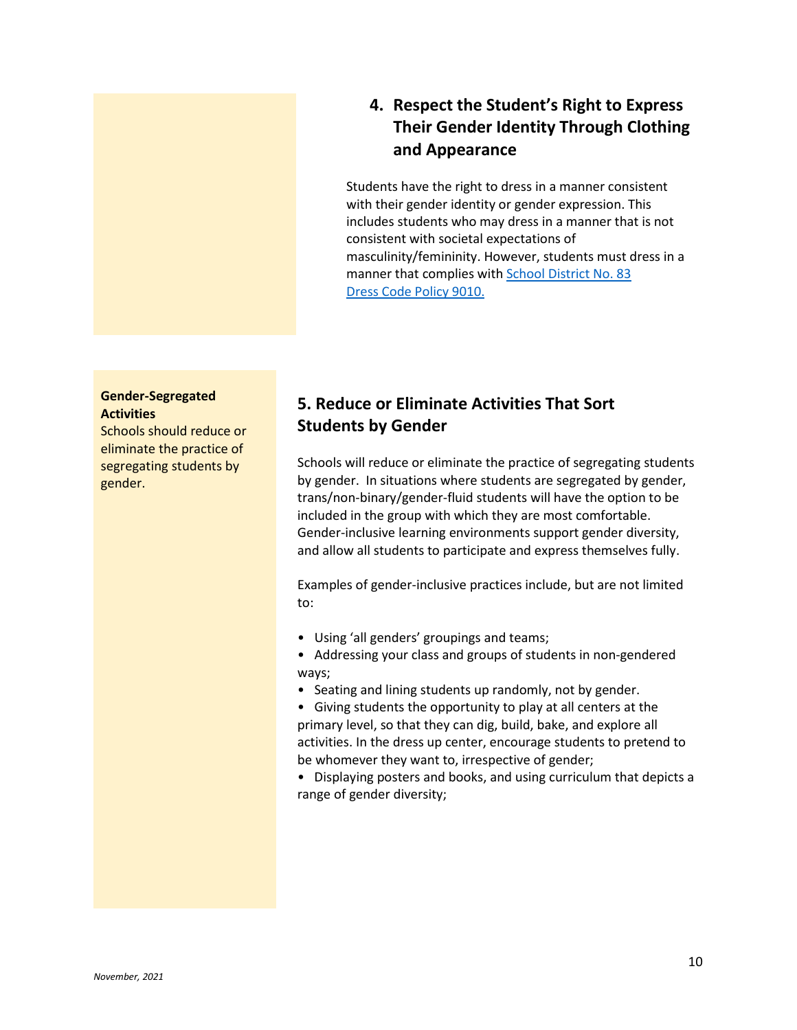## 4. Respect the Student's Right to Express Their Gender Identity Through Clothing and Appearance

Students have the right to dress in a manner consistent with their gender identity or gender expression. This includes students who may dress in a manner that is not consistent with societal expectations of masculinity/femininity. However, students must dress in a manner that complies with [School District No. 83 Dress Code Policy 9010.]()

**Gender-Segregated Activities**
Schools should reduce or eliminate the practice of segregating students by gender.

## 5. Reduce or Eliminate Activities That Sort Students by Gender

Schools will reduce or eliminate the practice of segregating students by gender. In situations where students are segregated by gender, trans/non-binary/gender-fluid students will have the option to be included in the group with which they are most comfortable. Gender-inclusive learning environments support gender diversity, and allow all students to participate and express themselves fully.

Examples of gender-inclusive practices include, but are not limited to:

- Using 'all genders' groupings and teams;
- Addressing your class and groups of students in non-gendered ways;
- Seating and lining students up randomly, not by gender.
- Giving students the opportunity to play at all centers at the primary level, so that they can dig, build, bake, and explore all activities. In the dress up center, encourage students to pretend to be whomever they want to, irrespective of gender;
- Displaying posters and books, and using curriculum that depicts a range of gender diversity;

*November, 2021*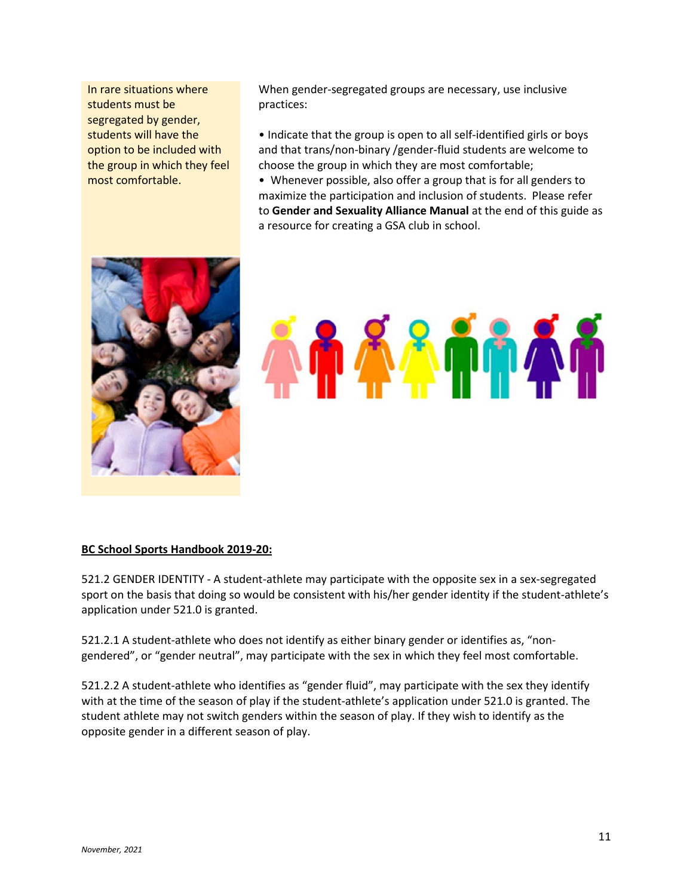In rare situations where students must be segregated by gender, students will have the option to be included with the group in which they feel most comfortable.

When gender-segregated groups are necessary, use inclusive practices:

- Indicate that the group is open to all self-identified girls or boys and that trans/non-binary /gender-fluid students are welcome to choose the group in which they are most comfortable;
- Whenever possible, also offer a group that is for all genders to maximize the participation and inclusion of students. Please refer to **Gender and Sexuality Alliance Manual** at the end of this guide as a resource for creating a GSA club in school.

**BC School Sports Handbook 2019-20:**

521.2 GENDER IDENTITY - A student-athlete may participate with the opposite sex in a sex-segregated sport on the basis that doing so would be consistent with his/her gender identity if the student-athlete's application under 521.0 is granted.

521.2.1 A student-athlete who does not identify as either binary gender or identifies as, "non-gendered", or "gender neutral", may participate with the sex in which they feel most comfortable.

521.2.2 A student-athlete who identifies as "gender fluid", may participate with the sex they identify with at the time of the season of play if the student-athlete's application under 521.0 is granted. The student athlete may not switch genders within the season of play. If they wish to identify as the opposite gender in a different season of play.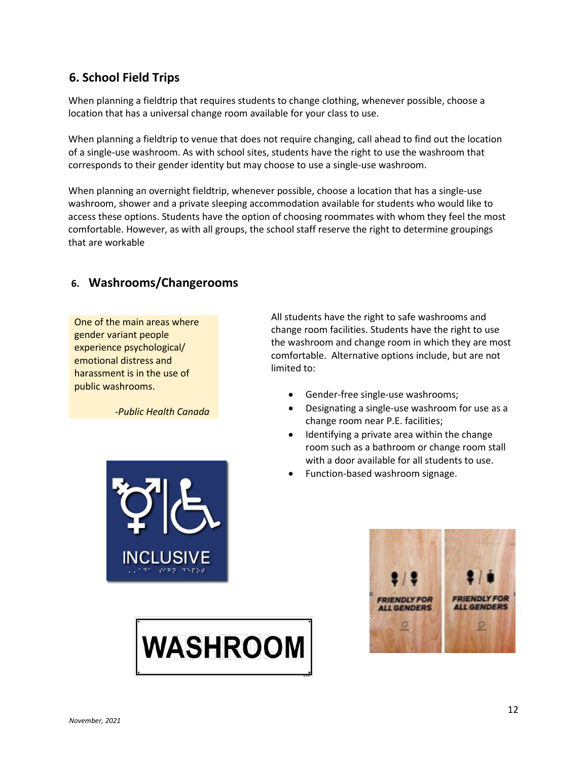## 6. School Field Trips

When planning a fieldtrip that requires students to change clothing, whenever possible, choose a location that has a universal change room available for your class to use.

When planning a fieldtrip to venue that does not require changing, call ahead to find out the location of a single-use washroom. As with school sites, students have the right to use the washroom that corresponds to their gender identity but may choose to use a single-use washroom.

When planning an overnight fieldtrip, whenever possible, choose a location that has a single-use washroom, shower and a private sleeping accommodation available for students who would like to access these options. Students have the option of choosing roommates with whom they feel the most comfortable. However, as with all groups, the school staff reserve the right to determine groupings that are workable

## 6. Washrooms/Changerooms

> One of the main areas where gender variant people experience psychological/ emotional distress and harassment is in the use of public washrooms.
>
> *-Public Health Canada*

All students have the right to safe washrooms and change room facilities. Students have the right to use the washroom and change room in which they are most comfortable. Alternative options include, but are not limited to:

- Gender-free single-use washrooms;
- Designating a single-use washroom for use as a change room near P.E. facilities;
- Identifying a private area within the change room such as a bathroom or change room stall with a door available for all students to use.
- Function-based washroom signage.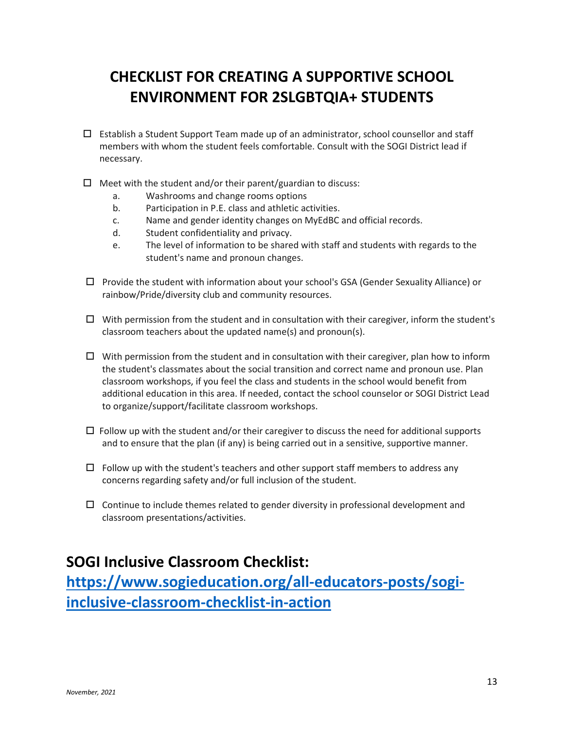# CHECKLIST FOR CREATING A SUPPORTIVE SCHOOL ENVIRONMENT FOR 2SLGBTQIA+ STUDENTS

- ☐ Establish a Student Support Team made up of an administrator, school counsellor and staff members with whom the student feels comfortable. Consult with the SOGI District lead if necessary.

- ☐ Meet with the student and/or their parent/guardian to discuss:
    a. Washrooms and change rooms options
    b. Participation in P.E. class and athletic activities.
    c. Name and gender identity changes on MyEdBC and official records.
    d. Student confidentiality and privacy.
    e. The level of information to be shared with staff and students with regards to the student's name and pronoun changes.

- ☐ Provide the student with information about your school's GSA (Gender Sexuality Alliance) or rainbow/Pride/diversity club and community resources.

- ☐ With permission from the student and in consultation with their caregiver, inform the student's classroom teachers about the updated name(s) and pronoun(s).

- ☐ With permission from the student and in consultation with their caregiver, plan how to inform the student's classmates about the social transition and correct name and pronoun use. Plan classroom workshops, if you feel the class and students in the school would benefit from additional education in this area. If needed, contact the school counselor or SOGI District Lead to organize/support/facilitate classroom workshops.

- ☐ Follow up with the student and/or their caregiver to discuss the need for additional supports and to ensure that the plan (if any) is being carried out in a sensitive, supportive manner.

- ☐ Follow up with the student's teachers and other support staff members to address any concerns regarding safety and/or full inclusion of the student.

- ☐ Continue to include themes related to gender diversity in professional development and classroom presentations/activities.

## SOGI Inclusive Classroom Checklist: [https://www.sogieducation.org/all-educators-posts/sogi-inclusive-classroom-checklist-in-action](https://www.sogieducation.org/all-educators-posts/sogi-inclusive-classroom-checklist-in-action)

*November, 2021*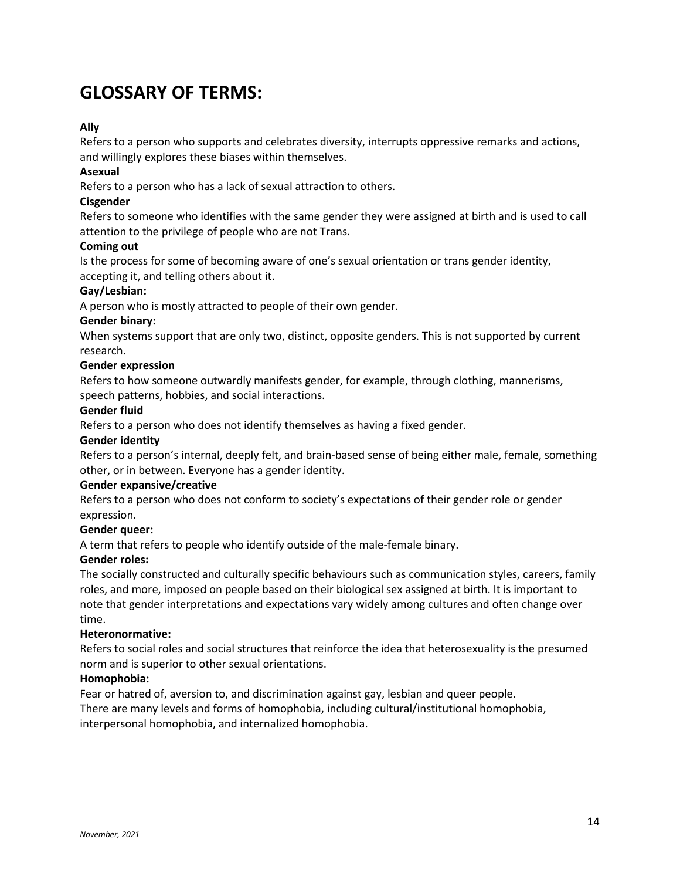# GLOSSARY OF TERMS:

**Ally**
Refers to a person who supports and celebrates diversity, interrupts oppressive remarks and actions, and willingly explores these biases within themselves.

**Asexual**
Refers to a person who has a lack of sexual attraction to others.

**Cisgender**
Refers to someone who identifies with the same gender they were assigned at birth and is used to call attention to the privilege of people who are not Trans.

**Coming out**
Is the process for some of becoming aware of one's sexual orientation or trans gender identity, accepting it, and telling others about it.

**Gay/Lesbian:**
A person who is mostly attracted to people of their own gender.

**Gender binary:**
When systems support that are only two, distinct, opposite genders. This is not supported by current research.

**Gender expression**
Refers to how someone outwardly manifests gender, for example, through clothing, mannerisms, speech patterns, hobbies, and social interactions.

**Gender fluid**
Refers to a person who does not identify themselves as having a fixed gender.

**Gender identity**
Refers to a person's internal, deeply felt, and brain-based sense of being either male, female, something other, or in between. Everyone has a gender identity.

**Gender expansive/creative**
Refers to a person who does not conform to society's expectations of their gender role or gender expression.

**Gender queer:**
A term that refers to people who identify outside of the male-female binary.

**Gender roles:**
The socially constructed and culturally specific behaviours such as communication styles, careers, family roles, and more, imposed on people based on their biological sex assigned at birth. It is important to note that gender interpretations and expectations vary widely among cultures and often change over time.

**Heteronormative:**
Refers to social roles and social structures that reinforce the idea that heterosexuality is the presumed norm and is superior to other sexual orientations.

**Homophobia:**
Fear or hatred of, aversion to, and discrimination against gay, lesbian and queer people.
There are many levels and forms of homophobia, including cultural/institutional homophobia, interpersonal homophobia, and internalized homophobia.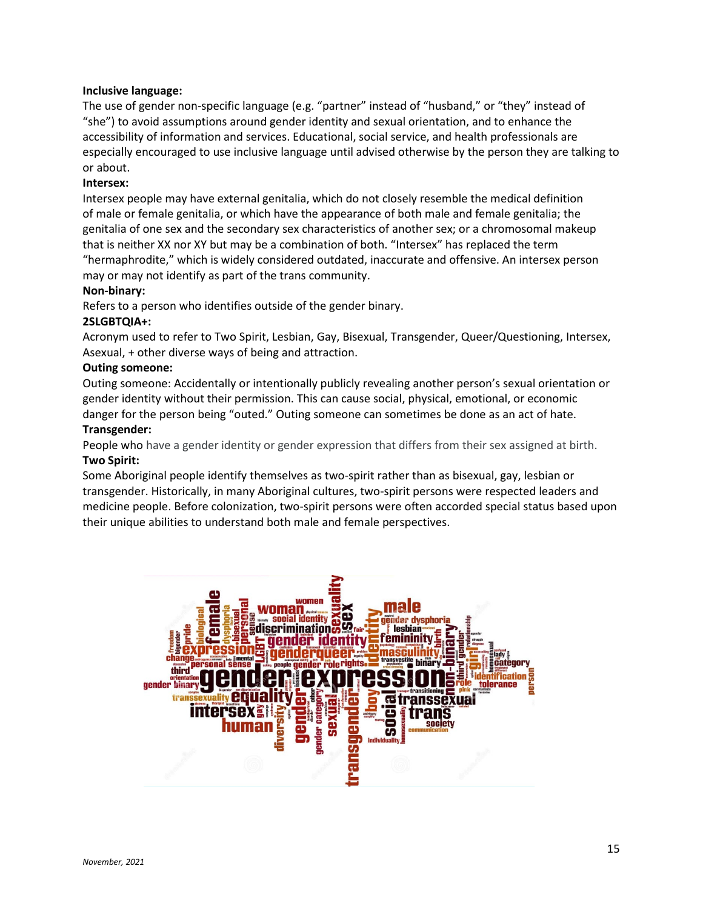**Inclusive language:**

The use of gender non-specific language (e.g. "partner" instead of "husband," or "they" instead of "she") to avoid assumptions around gender identity and sexual orientation, and to enhance the accessibility of information and services. Educational, social service, and health professionals are especially encouraged to use inclusive language until advised otherwise by the person they are talking to or about.

**Intersex:**

Intersex people may have external genitalia, which do not closely resemble the medical definition of male or female genitalia, or which have the appearance of both male and female genitalia; the genitalia of one sex and the secondary sex characteristics of another sex; or a chromosomal makeup that is neither XX nor XY but may be a combination of both. "Intersex" has replaced the term "hermaphrodite," which is widely considered outdated, inaccurate and offensive. An intersex person may or may not identify as part of the trans community.

**Non-binary:**

Refers to a person who identifies outside of the gender binary.

**2SLGBTQIA+:**

Acronym used to refer to Two Spirit, Lesbian, Gay, Bisexual, Transgender, Queer/Questioning, Intersex, Asexual, + other diverse ways of being and attraction.

**Outing someone:**

Outing someone: Accidentally or intentionally publicly revealing another person's sexual orientation or gender identity without their permission. This can cause social, physical, emotional, or economic danger for the person being "outed." Outing someone can sometimes be done as an act of hate.

**Transgender:**

People who have a gender identity or gender expression that differs from their sex assigned at birth.

**Two Spirit:**

Some Aboriginal people identify themselves as two-spirit rather than as bisexual, gay, lesbian or transgender. Historically, in many Aboriginal cultures, two-spirit persons were respected leaders and medicine people. Before colonization, two-spirit persons were often accorded special status based upon their unique abilities to understand both male and female perspectives.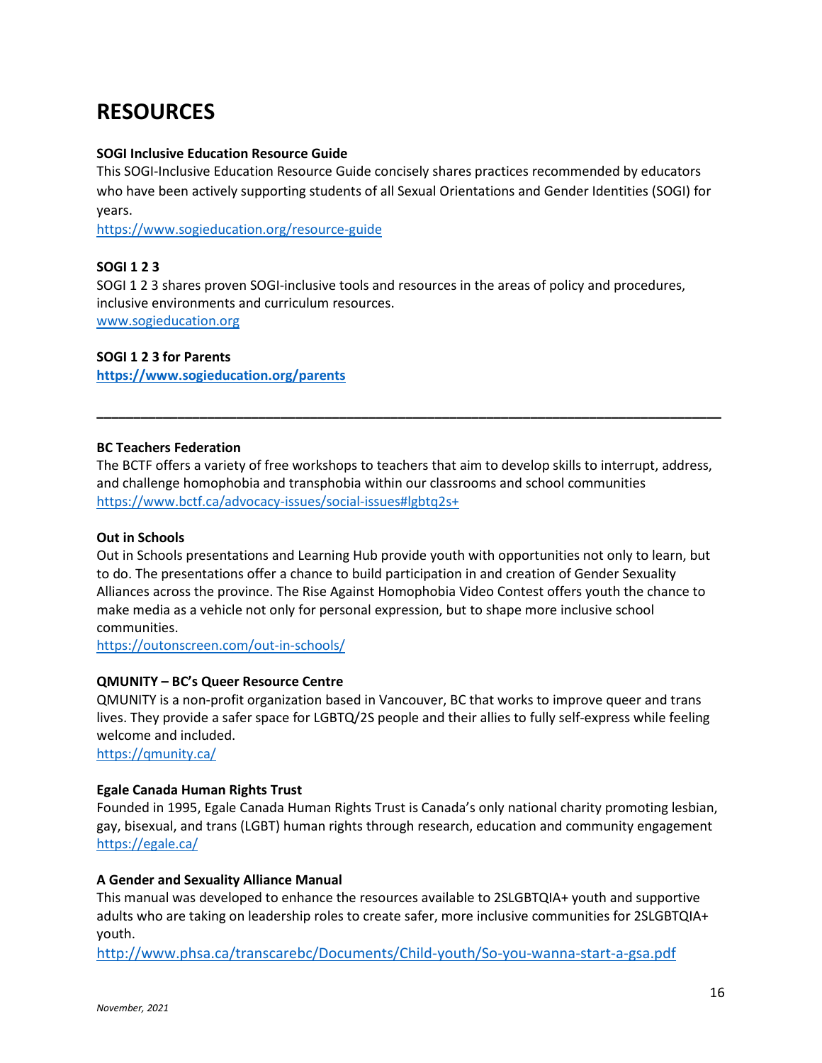# RESOURCES

**SOGI Inclusive Education Resource Guide**

This SOGI-Inclusive Education Resource Guide concisely shares practices recommended by educators who have been actively supporting students of all Sexual Orientations and Gender Identities (SOGI) for years.

https://www.sogieducation.org/resource-guide

**SOGI 1 2 3**

SOGI 1 2 3 shares proven SOGI-inclusive tools and resources in the areas of policy and procedures, inclusive environments and curriculum resources.

www.sogieducation.org

**SOGI 1 2 3 for Parents**

**https://www.sogieducation.org/parents**

---

**BC Teachers Federation**

The BCTF offers a variety of free workshops to teachers that aim to develop skills to interrupt, address, and challenge homophobia and transphobia within our classrooms and school communities

https://www.bctf.ca/advocacy-issues/social-issues#lgbtq2s+

**Out in Schools**

Out in Schools presentations and Learning Hub provide youth with opportunities not only to learn, but to do. The presentations offer a chance to build participation in and creation of Gender Sexuality Alliances across the province. The Rise Against Homophobia Video Contest offers youth the chance to make media as a vehicle not only for personal expression, but to shape more inclusive school communities.

https://outonscreen.com/out-in-schools/

**QMUNITY – BC's Queer Resource Centre**

QMUNITY is a non-profit organization based in Vancouver, BC that works to improve queer and trans lives. They provide a safer space for LGBTQ/2S people and their allies to fully self-express while feeling welcome and included.

https://qmunity.ca/

**Egale Canada Human Rights Trust**

Founded in 1995, Egale Canada Human Rights Trust is Canada's only national charity promoting lesbian, gay, bisexual, and trans (LGBT) human rights through research, education and community engagement

https://egale.ca/

**A Gender and Sexuality Alliance Manual**

This manual was developed to enhance the resources available to 2SLGBTQIA+ youth and supportive adults who are taking on leadership roles to create safer, more inclusive communities for 2SLGBTQIA+ youth.

http://www.phsa.ca/transcarebc/Documents/Child-youth/So-you-wanna-start-a-gsa.pdf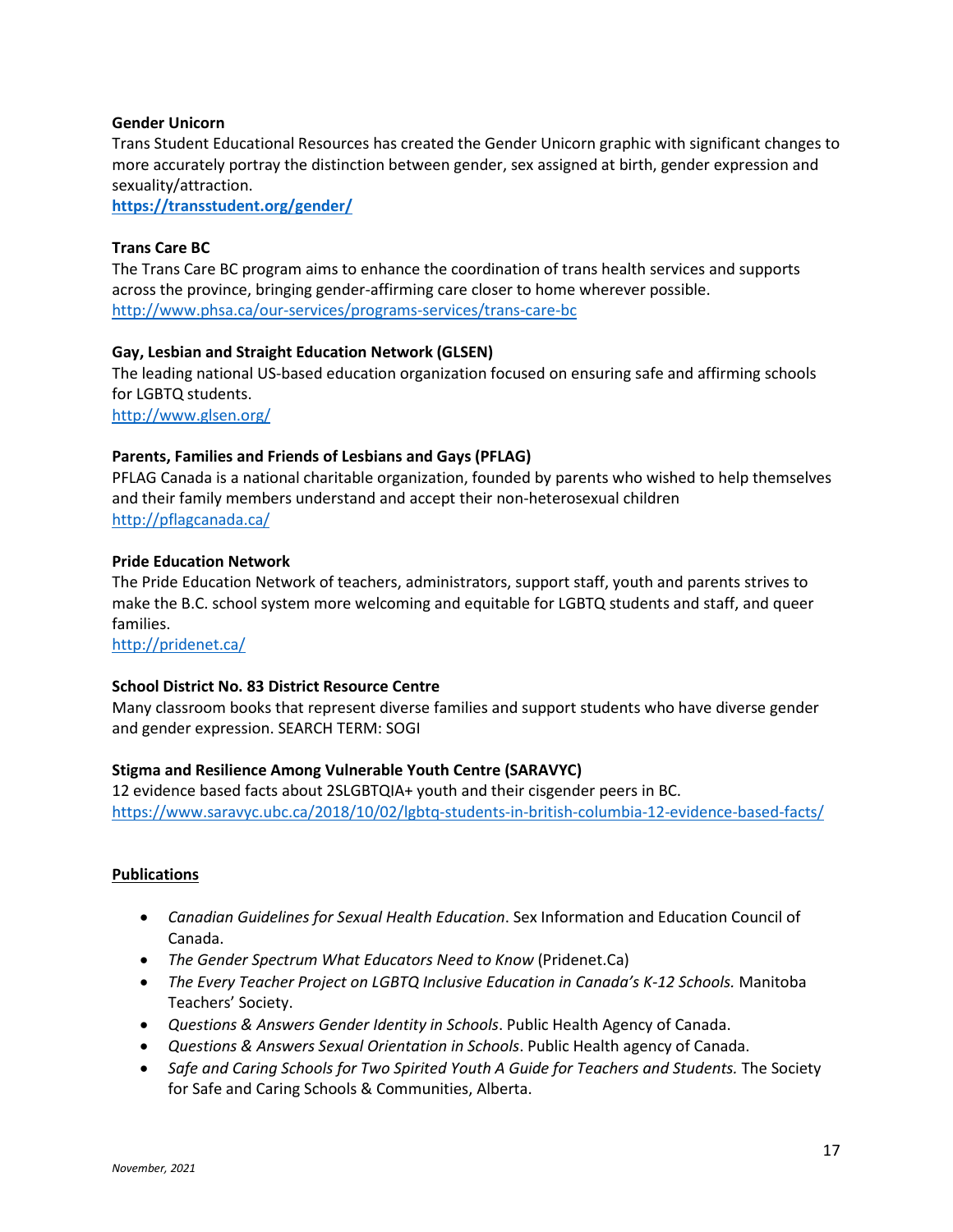**Gender Unicorn**
Trans Student Educational Resources has created the Gender Unicorn graphic with significant changes to more accurately portray the distinction between gender, sex assigned at birth, gender expression and sexuality/attraction.
**https://transstudent.org/gender/**

**Trans Care BC**
The Trans Care BC program aims to enhance the coordination of trans health services and supports across the province, bringing gender-affirming care closer to home wherever possible.
http://www.phsa.ca/our-services/programs-services/trans-care-bc

**Gay, Lesbian and Straight Education Network (GLSEN)**
The leading national US-based education organization focused on ensuring safe and affirming schools for LGBTQ students.
http://www.glsen.org/

**Parents, Families and Friends of Lesbians and Gays (PFLAG)**
PFLAG Canada is a national charitable organization, founded by parents who wished to help themselves and their family members understand and accept their non-heterosexual children
http://pflagcanada.ca/

**Pride Education Network**
The Pride Education Network of teachers, administrators, support staff, youth and parents strives to make the B.C. school system more welcoming and equitable for LGBTQ students and staff, and queer families.
http://pridenet.ca/

**School District No. 83 District Resource Centre**
Many classroom books that represent diverse families and support students who have diverse gender and gender expression. SEARCH TERM: SOGI

**Stigma and Resilience Among Vulnerable Youth Centre (SARAVYC)**
12 evidence based facts about 2SLGBTQIA+ youth and their cisgender peers in BC.
https://www.saravyc.ubc.ca/2018/10/02/lgbtq-students-in-british-columbia-12-evidence-based-facts/

**Publications**

- *Canadian Guidelines for Sexual Health Education*. Sex Information and Education Council of Canada.
- *The Gender Spectrum What Educators Need to Know* (Pridenet.Ca)
- *The Every Teacher Project on LGBTQ Inclusive Education in Canada's K-12 Schools.* Manitoba Teachers' Society.
- *Questions & Answers Gender Identity in Schools*. Public Health Agency of Canada.
- *Questions & Answers Sexual Orientation in Schools*. Public Health agency of Canada.
- *Safe and Caring Schools for Two Spirited Youth A Guide for Teachers and Students.* The Society for Safe and Caring Schools & Communities, Alberta.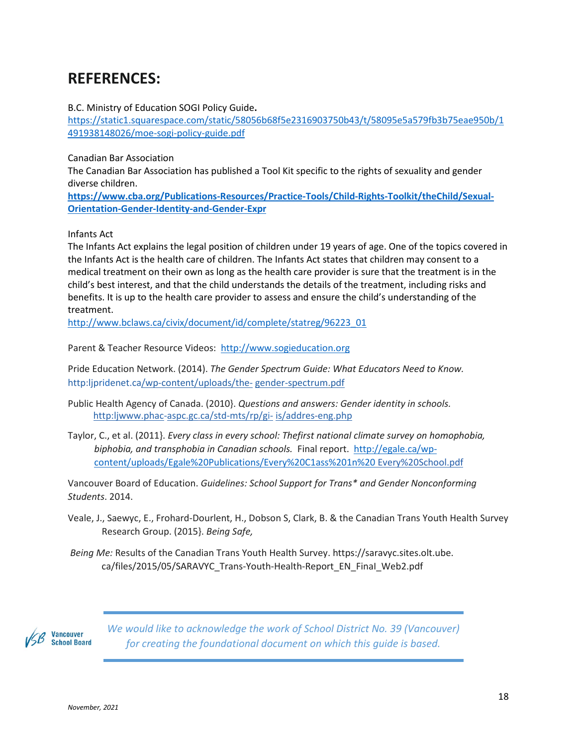# REFERENCES:

B.C. Ministry of Education SOGI Policy Guide**.**
https://static1.squarespace.com/static/58056b68f5e2316903750b43/t/58095e5a579fb3b75eae950b/1491938148026/moe-sogi-policy-guide.pdf

Canadian Bar Association
The Canadian Bar Association has published a Tool Kit specific to the rights of sexuality and gender diverse children.
**https://www.cba.org/Publications-Resources/Practice-Tools/Child-Rights-Toolkit/theChild/Sexual-Orientation-Gender-Identity-and-Gender-Expr**

Infants Act
The Infants Act explains the legal position of children under 19 years of age. One of the topics covered in the Infants Act is the health care of children. The Infants Act states that children may consent to a medical treatment on their own as long as the health care provider is sure that the treatment is in the child's best interest, and that the child understands the details of the treatment, including risks and benefits. It is up to the health care provider to assess and ensure the child's understanding of the treatment.
http://www.bclaws.ca/civix/document/id/complete/statreg/96223_01

Parent & Teacher Resource Videos: http://www.sogieducation.org

Pride Education Network. (2014). *The Gender Spectrum Guide: What Educators Need to Know.* http:ljpridenet.ca/wp-content/uploads/the- gender-spectrum.pdf

Public Health Agency of Canada. (2010}. *Questions and answers: Gender identity in schools.* http:ljwww.phac-aspc.gc.ca/std-mts/rp/gi- is/addres-eng.php

Taylor, C., et al. (2011}. *Every class in every school: Thefirst national climate survey on homophobia, biphobia, and transphobia in Canadian schools.* Final report. http://egale.ca/wp-content/uploads/Egale%20Publications/Every%20C1ass%201n%20 Every%20School.pdf

Vancouver Board of Education. *Guidelines: School Support for Trans* and Gender Nonconforming Students*. 2014.

Veale, J., Saewyc, E., Frohard-Dourlent, H., Dobson S, Clark, B. & the Canadian Trans Youth Health Survey Research Group. (2015}. *Being Safe,*

*Being Me:* Results of the Canadian Trans Youth Health Survey. https://saravyc.sites.olt.ube. ca/files/2015/05/SARAVYC_Trans-Youth-Health-Report_EN_Final_Web2.pdf

Vancouver School Board

*We would like to acknowledge the work of School District No. 39 (Vancouver) for creating the foundational document on which this guide is based.*

*November, 2021*